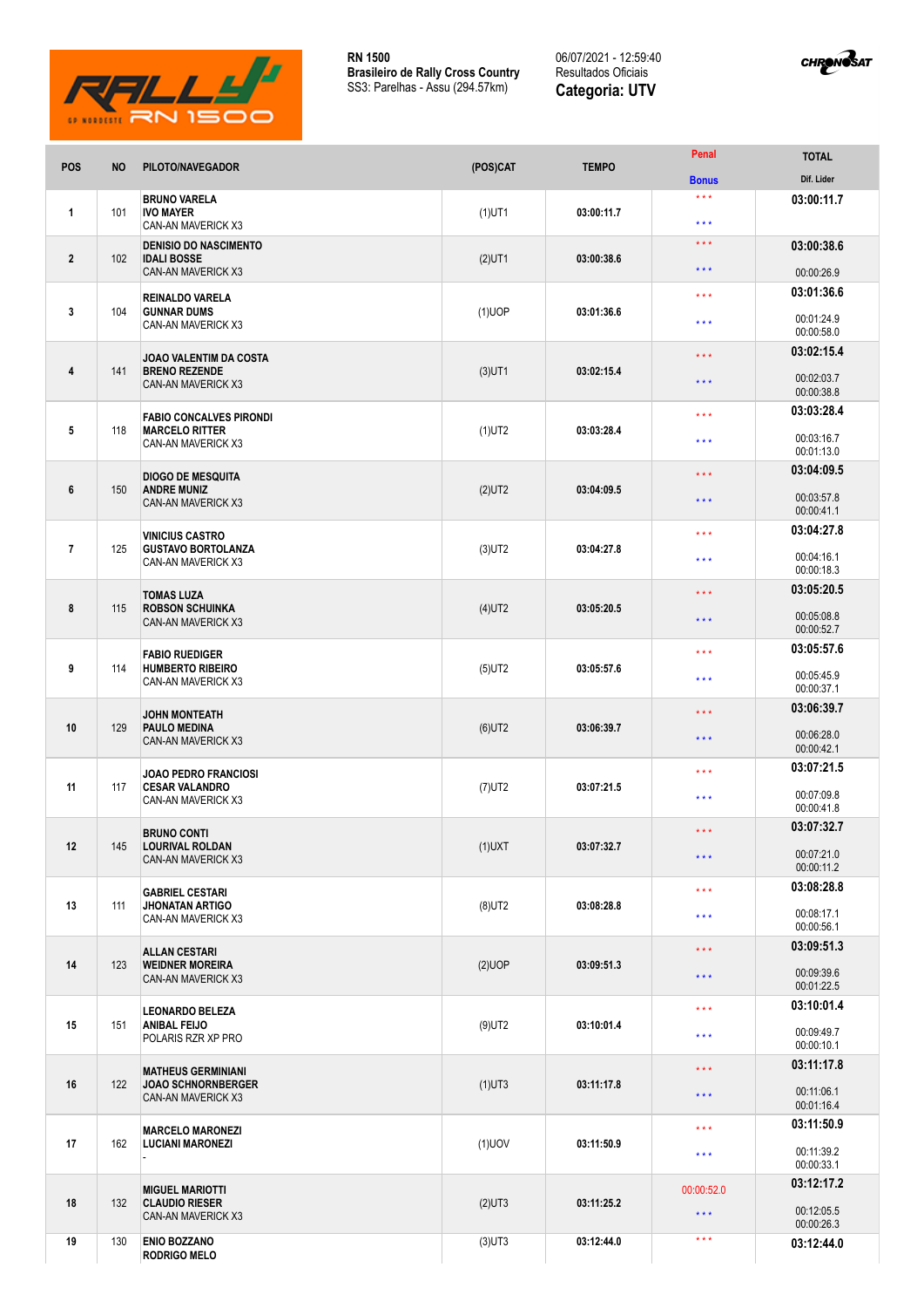**RN 1500**
**Brasileiro de Rally Cross Country**
SS3: Parelhas - Assu (294.57km)

06/07/2021 - 12:59:40
Resultados Oficiais
**Categoria: UTV**

| POS | NO | PILOTO/NAVEGADOR | (POS)CAT | TEMPO | Penal / Bonus | TOTAL / Dif. Lider |
|---|---|---|---|---|---|---|
| 1 | 101 | **BRUNO VARELA** **IVO MAYER** CAN-AN MAVERICK X3 | (1)UT1 | 03:00:11.7 | \*\*\* / \*\*\* | **03:00:11.7** |
| 2 | 102 | **DENISIO DO NASCIMENTO** **IDALI BOSSE** CAN-AN MAVERICK X3 | (2)UT1 | 03:00:38.6 | \*\*\* / \*\*\* | **03:00:38.6** 00:00:26.9 |
| 3 | 104 | **REINALDO VARELA** **GUNNAR DUMS** CAN-AN MAVERICK X3 | (1)UOP | 03:01:36.6 | \*\*\* / \*\*\* | **03:01:36.6** 00:01:24.9 00:00:58.0 |
| 4 | 141 | **JOAO VALENTIM DA COSTA** **BRENO REZENDE** CAN-AN MAVERICK X3 | (3)UT1 | 03:02:15.4 | \*\*\* / \*\*\* | **03:02:15.4** 00:02:03.7 00:00:38.8 |
| 5 | 118 | **FABIO CONCALVES PIRONDI** **MARCELO RITTER** CAN-AN MAVERICK X3 | (1)UT2 | 03:03:28.4 | \*\*\* / \*\*\* | **03:03:28.4** 00:03:16.7 00:01:13.0 |
| 6 | 150 | **DIOGO DE MESQUITA** **ANDRE MUNIZ** CAN-AN MAVERICK X3 | (2)UT2 | 03:04:09.5 | \*\*\* / \*\*\* | **03:04:09.5** 00:03:57.8 00:00:41.1 |
| 7 | 125 | **VINICIUS CASTRO** **GUSTAVO BORTOLANZA** CAN-AN MAVERICK X3 | (3)UT2 | 03:04:27.8 | \*\*\* / \*\*\* | **03:04:27.8** 00:04:16.1 00:00:18.3 |
| 8 | 115 | **TOMAS LUZA** **ROBSON SCHUINKA** CAN-AN MAVERICK X3 | (4)UT2 | 03:05:20.5 | \*\*\* / \*\*\* | **03:05:20.5** 00:05:08.8 00:00:52.7 |
| 9 | 114 | **FABIO RUEDIGER** **HUMBERTO RIBEIRO** CAN-AN MAVERICK X3 | (5)UT2 | 03:05:57.6 | \*\*\* / \*\*\* | **03:05:57.6** 00:05:45.9 00:00:37.1 |
| 10 | 129 | **JOHN MONTEATH** **PAULO MEDINA** CAN-AN MAVERICK X3 | (6)UT2 | 03:06:39.7 | \*\*\* / \*\*\* | **03:06:39.7** 00:06:28.0 00:00:42.1 |
| 11 | 117 | **JOAO PEDRO FRANCIOSI** **CESAR VALANDRO** CAN-AN MAVERICK X3 | (7)UT2 | 03:07:21.5 | \*\*\* / \*\*\* | **03:07:21.5** 00:07:09.8 00:00:41.8 |
| 12 | 145 | **BRUNO CONTI** **LOURIVAL ROLDAN** CAN-AN MAVERICK X3 | (1)UXT | 03:07:32.7 | \*\*\* / \*\*\* | **03:07:32.7** 00:07:21.0 00:00:11.2 |
| 13 | 111 | **GABRIEL CESTARI** **JHONATAN ARTIGO** CAN-AN MAVERICK X3 | (8)UT2 | 03:08:28.8 | \*\*\* / \*\*\* | **03:08:28.8** 00:08:17.1 00:00:56.1 |
| 14 | 123 | **ALLAN CESTARI** **WEIDNER MOREIRA** CAN-AN MAVERICK X3 | (2)UOP | 03:09:51.3 | \*\*\* / \*\*\* | **03:09:51.3** 00:09:39.6 00:01:22.5 |
| 15 | 151 | **LEONARDO BELEZA** **ANIBAL FEIJO** POLARIS RZR XP PRO | (9)UT2 | 03:10:01.4 | \*\*\* / \*\*\* | **03:10:01.4** 00:09:49.7 00:00:10.1 |
| 16 | 122 | **MATHEUS GERMINIANI** **JOAO SCHNORNBERGER** CAN-AN MAVERICK X3 | (1)UT3 | 03:11:17.8 | \*\*\* / \*\*\* | **03:11:17.8** 00:11:06.1 00:01:16.4 |
| 17 | 162 | **MARCELO MARONEZI** **LUCIANI MARONEZI** - | (1)UOV | 03:11:50.9 | \*\*\* / \*\*\* | **03:11:50.9** 00:11:39.2 00:00:33.1 |
| 18 | 132 | **MIGUEL MARIOTTI** **CLAUDIO RIESER** CAN-AN MAVERICK X3 | (2)UT3 | 03:11:25.2 | 00:00:52.0 / \*\*\* | **03:12:17.2** 00:12:05.5 00:00:26.3 |
| 19 | 130 | **ENIO BOZZANO** **RODRIGO MELO** | (3)UT3 | 03:12:44.0 | \*\*\* | **03:12:44.0** |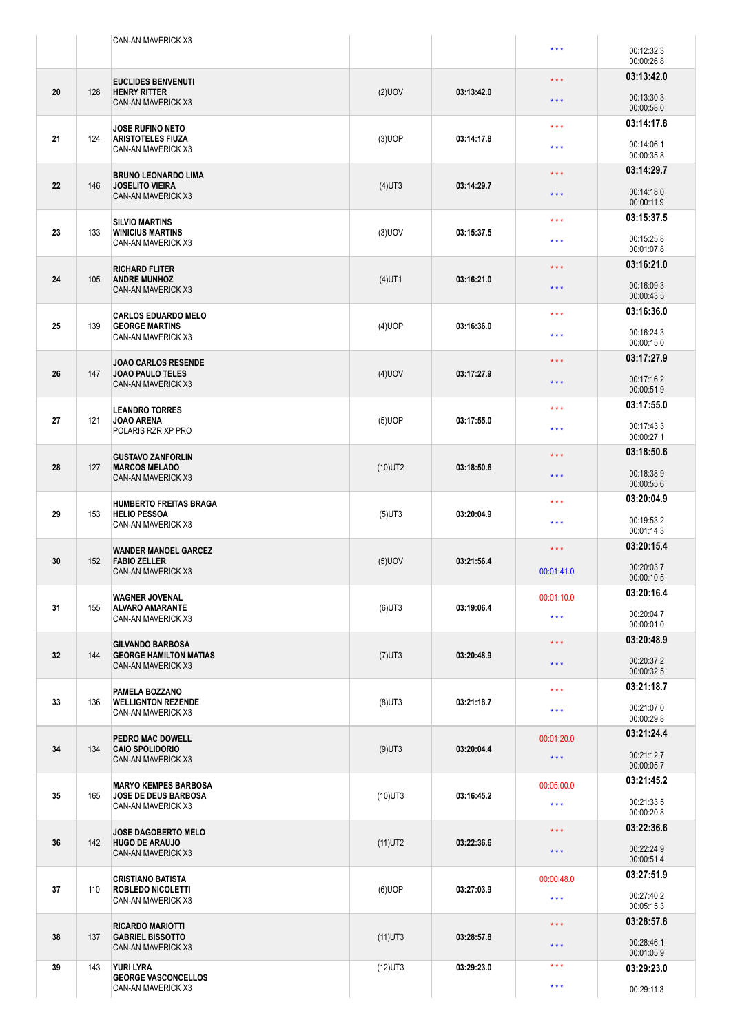| Pos | No | Crew / Vehicle | Class | Time | Penalty / Bonus | Total / Diff |
|---|---|---|---|---|---|---|
| | | CAN-AN MAVERICK X3 | | | *** | 00:12:32.3<br>00:00:26.8 |
| 20 | 128 | **EUCLIDES BENVENUTI**<br>**HENRY RITTER**<br>CAN-AN MAVERICK X3 | (2)UOV | 03:13:42.0 | ***<br>*** | **03:13:42.0**<br>00:13:30.3<br>00:00:58.0 |
| 21 | 124 | **JOSE RUFINO NETO**<br>**ARISTOTELES FIUZA**<br>CAN-AN MAVERICK X3 | (3)UOP | 03:14:17.8 | ***<br>*** | **03:14:17.8**<br>00:14:06.1<br>00:00:35.8 |
| 22 | 146 | **BRUNO LEONARDO LIMA**<br>**JOSELITO VIEIRA**<br>CAN-AN MAVERICK X3 | (4)UT3 | 03:14:29.7 | ***<br>*** | **03:14:29.7**<br>00:14:18.0<br>00:00:11.9 |
| 23 | 133 | **SILVIO MARTINS**<br>**WINICIUS MARTINS**<br>CAN-AN MAVERICK X3 | (3)UOV | 03:15:37.5 | ***<br>*** | **03:15:37.5**<br>00:15:25.8<br>00:01:07.8 |
| 24 | 105 | **RICHARD FLITER**<br>**ANDRE MUNHOZ**<br>CAN-AN MAVERICK X3 | (4)UT1 | 03:16:21.0 | ***<br>*** | **03:16:21.0**<br>00:16:09.3<br>00:00:43.5 |
| 25 | 139 | **CARLOS EDUARDO MELO**<br>**GEORGE MARTINS**<br>CAN-AN MAVERICK X3 | (4)UOP | 03:16:36.0 | ***<br>*** | **03:16:36.0**<br>00:16:24.3<br>00:00:15.0 |
| 26 | 147 | **JOAO CARLOS RESENDE**<br>**JOAO PAULO TELES**<br>CAN-AN MAVERICK X3 | (4)UOV | 03:17:27.9 | ***<br>*** | **03:17:27.9**<br>00:17:16.2<br>00:00:51.9 |
| 27 | 121 | **LEANDRO TORRES**<br>**JOAO ARENA**<br>POLARIS RZR XP PRO | (5)UOP | 03:17:55.0 | ***<br>*** | **03:17:55.0**<br>00:17:43.3<br>00:00:27.1 |
| 28 | 127 | **GUSTAVO ZANFORLIN**<br>**MARCOS MELADO**<br>CAN-AN MAVERICK X3 | (10)UT2 | 03:18:50.6 | ***<br>*** | **03:18:50.6**<br>00:18:38.9<br>00:00:55.6 |
| 29 | 153 | **HUMBERTO FREITAS BRAGA**<br>**HELIO PESSOA**<br>CAN-AN MAVERICK X3 | (5)UT3 | 03:20:04.9 | ***<br>*** | **03:20:04.9**<br>00:19:53.2<br>00:01:14.3 |
| 30 | 152 | **WANDER MANOEL GARCEZ**<br>**FABIO ZELLER**<br>CAN-AN MAVERICK X3 | (5)UOV | 03:21:56.4 | ***<br>00:01:41.0 | **03:20:15.4**<br>00:20:03.7<br>00:00:10.5 |
| 31 | 155 | **WAGNER JOVENAL**<br>**ALVARO AMARANTE**<br>CAN-AN MAVERICK X3 | (6)UT3 | 03:19:06.4 | 00:01:10.0<br>*** | **03:20:16.4**<br>00:20:04.7<br>00:00:01.0 |
| 32 | 144 | **GILVANDO BARBOSA**<br>**GEORGE HAMILTON MATIAS**<br>CAN-AN MAVERICK X3 | (7)UT3 | 03:20:48.9 | ***<br>*** | **03:20:48.9**<br>00:20:37.2<br>00:00:32.5 |
| 33 | 136 | **PAMELA BOZZANO**<br>**WELLIGNTON REZENDE**<br>CAN-AN MAVERICK X3 | (8)UT3 | 03:21:18.7 | ***<br>*** | **03:21:18.7**<br>00:21:07.0<br>00:00:29.8 |
| 34 | 134 | **PEDRO MAC DOWELL**<br>**CAIO SPOLIDORIO**<br>CAN-AN MAVERICK X3 | (9)UT3 | 03:20:04.4 | 00:01:20.0<br>*** | **03:21:24.4**<br>00:21:12.7<br>00:00:05.7 |
| 35 | 165 | **MARYO KEMPES BARBOSA**<br>**JOSE DE DEUS BARBOSA**<br>CAN-AN MAVERICK X3 | (10)UT3 | 03:16:45.2 | 00:05:00.0<br>*** | **03:21:45.2**<br>00:21:33.5<br>00:00:20.8 |
| 36 | 142 | **JOSE DAGOBERTO MELO**<br>**HUGO DE ARAUJO**<br>CAN-AN MAVERICK X3 | (11)UT2 | 03:22:36.6 | ***<br>*** | **03:22:36.6**<br>00:22:24.9<br>00:00:51.4 |
| 37 | 110 | **CRISTIANO BATISTA**<br>**ROBLEDO NICOLETTI**<br>CAN-AN MAVERICK X3 | (6)UOP | 03:27:03.9 | 00:00:48.0<br>*** | **03:27:51.9**<br>00:27:40.2<br>00:05:15.3 |
| 38 | 137 | **RICARDO MARIOTTI**<br>**GABRIEL BISSOTTO**<br>CAN-AN MAVERICK X3 | (11)UT3 | 03:28:57.8 | ***<br>*** | **03:28:57.8**<br>00:28:46.1<br>00:01:05.9 |
| 39 | 143 | **YURI LYRA**<br>**GEORGE VASCONCELLOS**<br>CAN-AN MAVERICK X3 | (12)UT3 | 03:29:23.0 | ***<br>*** | **03:29:23.0**<br>00:29:11.3 |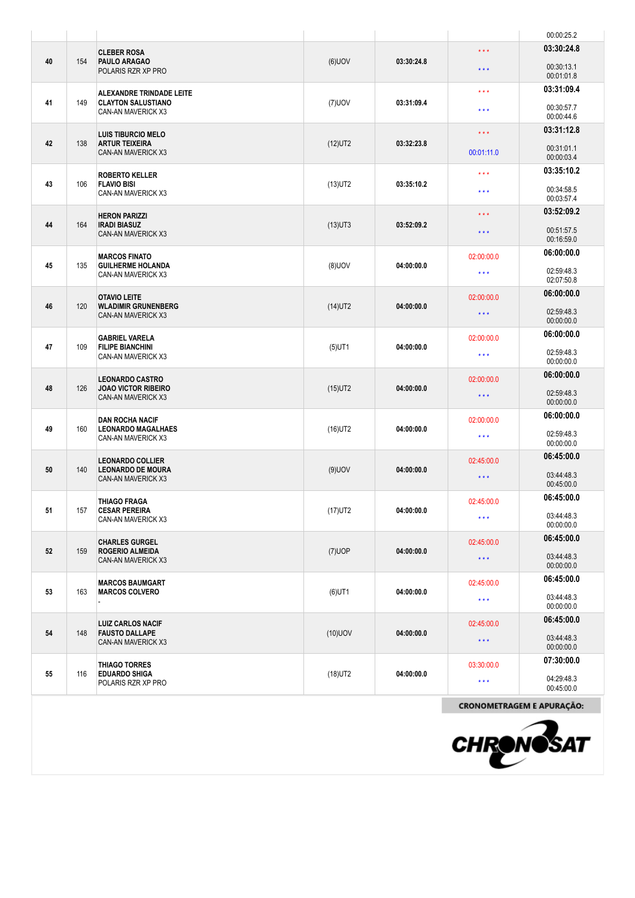| | | | | | | |
|---|---|---|---|---|---|---|
| | | | | | | 00:00:25.2 |
| 40 | 154 | **CLEBER ROSA**<br>**PAULO ARAGAO**<br>POLARIS RZR XP PRO | (6)UOV | 03:30:24.8 | \*\*\*<br>\*\*\* | **03:30:24.8**<br>00:30:13.1<br>00:01:01.8 |
| 41 | 149 | **ALEXANDRE TRINDADE LEITE**<br>**CLAYTON SALUSTIANO**<br>CAN-AN MAVERICK X3 | (7)UOV | 03:31:09.4 | \*\*\*<br>\*\*\* | **03:31:09.4**<br>00:30:57.7<br>00:00:44.6 |
| 42 | 138 | **LUIS TIBURCIO MELO**<br>**ARTUR TEIXEIRA**<br>CAN-AN MAVERICK X3 | (12)UT2 | 03:32:23.8 | \*\*\*<br>00:01:11.0 | **03:31:12.8**<br>00:31:01.1<br>00:00:03.4 |
| 43 | 106 | **ROBERTO KELLER**<br>**FLAVIO BISI**<br>CAN-AN MAVERICK X3 | (13)UT2 | 03:35:10.2 | \*\*\*<br>\*\*\* | **03:35:10.2**<br>00:34:58.5<br>00:03:57.4 |
| 44 | 164 | **HERON PARIZZI**<br>**IRADI BIASUZ**<br>CAN-AN MAVERICK X3 | (13)UT3 | 03:52:09.2 | \*\*\*<br>\*\*\* | **03:52:09.2**<br>00:51:57.5<br>00:16:59.0 |
| 45 | 135 | **MARCOS FINATO**<br>**GUILHERME HOLANDA**<br>CAN-AN MAVERICK X3 | (8)UOV | 04:00:00.0 | 02:00:00.0<br>\*\*\* | **06:00:00.0**<br>02:59:48.3<br>02:07:50.8 |
| 46 | 120 | **OTAVIO LEITE**<br>**WLADIMIR GRUNENBERG**<br>CAN-AN MAVERICK X3 | (14)UT2 | 04:00:00.0 | 02:00:00.0<br>\*\*\* | **06:00:00.0**<br>02:59:48.3<br>00:00:00.0 |
| 47 | 109 | **GABRIEL VARELA**<br>**FILIPE BIANCHINI**<br>CAN-AN MAVERICK X3 | (5)UT1 | 04:00:00.0 | 02:00:00.0<br>\*\*\* | **06:00:00.0**<br>02:59:48.3<br>00:00:00.0 |
| 48 | 126 | **LEONARDO CASTRO**<br>**JOAO VICTOR RIBEIRO**<br>CAN-AN MAVERICK X3 | (15)UT2 | 04:00:00.0 | 02:00:00.0<br>\*\*\* | **06:00:00.0**<br>02:59:48.3<br>00:00:00.0 |
| 49 | 160 | **DAN ROCHA NACIF**<br>**LEONARDO MAGALHAES**<br>CAN-AN MAVERICK X3 | (16)UT2 | 04:00:00.0 | 02:00:00.0<br>\*\*\* | **06:00:00.0**<br>02:59:48.3<br>00:00:00.0 |
| 50 | 140 | **LEONARDO COLLIER**<br>**LEONARDO DE MOURA**<br>CAN-AN MAVERICK X3 | (9)UOV | 04:00:00.0 | 02:45:00.0<br>\*\*\* | **06:45:00.0**<br>03:44:48.3<br>00:45:00.0 |
| 51 | 157 | **THIAGO FRAGA**<br>**CESAR PEREIRA**<br>CAN-AN MAVERICK X3 | (17)UT2 | 04:00:00.0 | 02:45:00.0<br>\*\*\* | **06:45:00.0**<br>03:44:48.3<br>00:00:00.0 |
| 52 | 159 | **CHARLES GURGEL**<br>**ROGERIO ALMEIDA**<br>CAN-AN MAVERICK X3 | (7)UOP | 04:00:00.0 | 02:45:00.0<br>\*\*\* | **06:45:00.0**<br>03:44:48.3<br>00:00:00.0 |
| 53 | 163 | **MARCOS BAUMGART**<br>**MARCOS COLVERO**<br>- | (6)UT1 | 04:00:00.0 | 02:45:00.0<br>\*\*\* | **06:45:00.0**<br>03:44:48.3<br>00:00:00.0 |
| 54 | 148 | **LUIZ CARLOS NACIF**<br>**FAUSTO DALLAPE**<br>CAN-AN MAVERICK X3 | (10)UOV | 04:00:00.0 | 02:45:00.0<br>\*\*\* | **06:45:00.0**<br>03:44:48.3<br>00:00:00.0 |
| 55 | 116 | **THIAGO TORRES**<br>**EDUARDO SHIGA**<br>POLARIS RZR XP PRO | (18)UT2 | 04:00:00.0 | 03:30:00.0<br>\*\*\* | **07:30:00.0**<br>04:29:48.3<br>00:45:00.0 |

**CRONOMETRAGEM E APURAÇÃO:**

CHRONOSAT